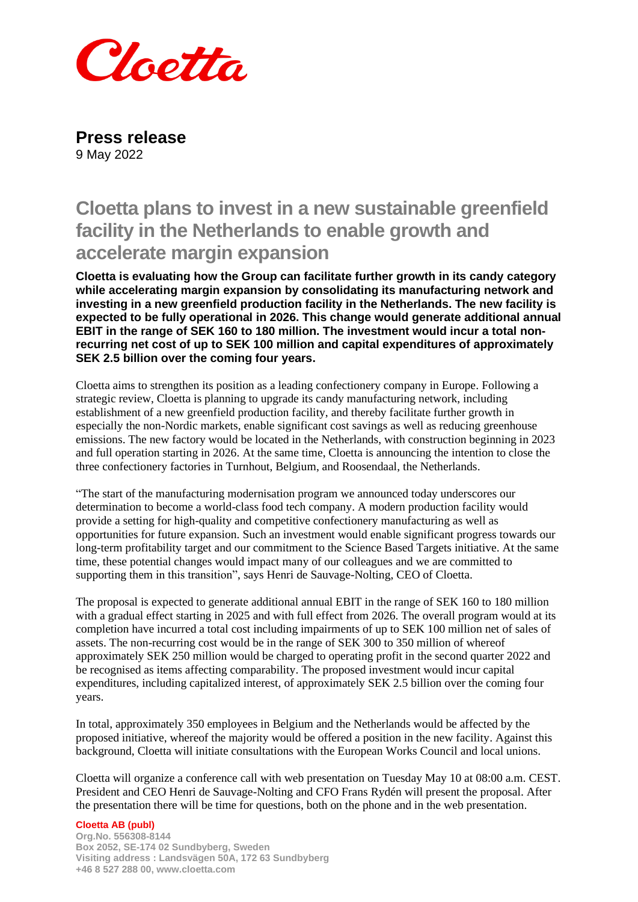Cloetta

**Press release**
9 May 2022

# Cloetta plans to invest in a new sustainable greenfield facility in the Netherlands to enable growth and accelerate margin expansion

**Cloetta is evaluating how the Group can facilitate further growth in its candy category while accelerating margin expansion by consolidating its manufacturing network and investing in a new greenfield production facility in the Netherlands. The new facility is expected to be fully operational in 2026. This change would generate additional annual EBIT in the range of SEK 160 to 180 million. The investment would incur a total non-recurring net cost of up to SEK 100 million and capital expenditures of approximately SEK 2.5 billion over the coming four years.**

Cloetta aims to strengthen its position as a leading confectionery company in Europe. Following a strategic review, Cloetta is planning to upgrade its candy manufacturing network, including establishment of a new greenfield production facility, and thereby facilitate further growth in especially the non-Nordic markets, enable significant cost savings as well as reducing greenhouse emissions. The new factory would be located in the Netherlands, with construction beginning in 2023 and full operation starting in 2026. At the same time, Cloetta is announcing the intention to close the three confectionery factories in Turnhout, Belgium, and Roosendaal, the Netherlands.

"The start of the manufacturing modernisation program we announced today underscores our determination to become a world-class food tech company. A modern production facility would provide a setting for high-quality and competitive confectionery manufacturing as well as opportunities for future expansion. Such an investment would enable significant progress towards our long-term profitability target and our commitment to the Science Based Targets initiative. At the same time, these potential changes would impact many of our colleagues and we are committed to supporting them in this transition", says Henri de Sauvage-Nolting, CEO of Cloetta.

The proposal is expected to generate additional annual EBIT in the range of SEK 160 to 180 million with a gradual effect starting in 2025 and with full effect from 2026. The overall program would at its completion have incurred a total cost including impairments of up to SEK 100 million net of sales of assets. The non-recurring cost would be in the range of SEK 300 to 350 million of whereof approximately SEK 250 million would be charged to operating profit in the second quarter 2022 and be recognised as items affecting comparability. The proposed investment would incur capital expenditures, including capitalized interest, of approximately SEK 2.5 billion over the coming four years.

In total, approximately 350 employees in Belgium and the Netherlands would be affected by the proposed initiative, whereof the majority would be offered a position in the new facility. Against this background, Cloetta will initiate consultations with the European Works Council and local unions.

Cloetta will organize a conference call with web presentation on Tuesday May 10 at 08:00 a.m. CEST. President and CEO Henri de Sauvage-Nolting and CFO Frans Rydén will present the proposal. After the presentation there will be time for questions, both on the phone and in the web presentation.

**Cloetta AB (publ)**
Org.No. 556308-8144
Box 2052, SE-174 02 Sundbyberg, Sweden
Visiting address : Landsvägen 50A, 172 63 Sundbyberg
+46 8 527 288 00, www.cloetta.com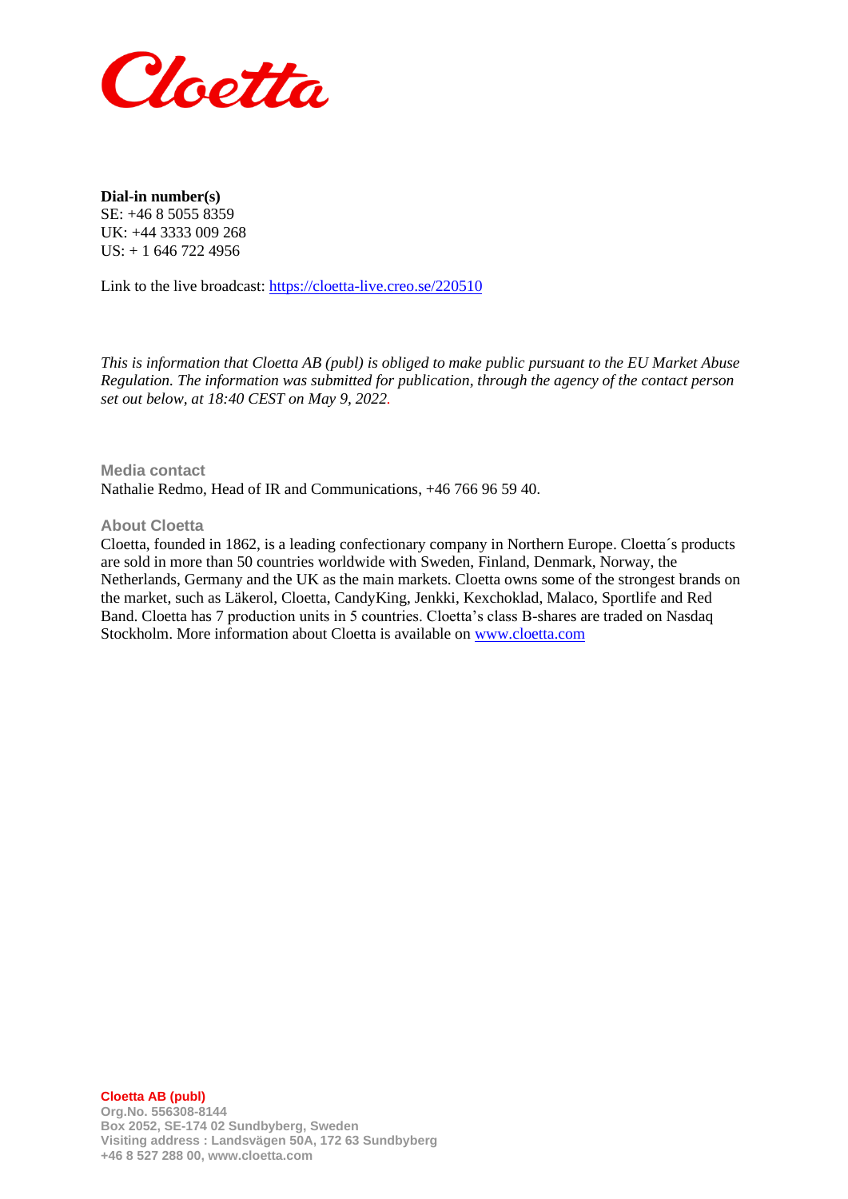**Dial-in number(s)**
SE: +46 8 5055 8359
UK: +44 3333 009 268
US: + 1 646 722 4956

Link to the live broadcast: [https://cloetta-live.creo.se/220510](https://cloetta-live.creo.se/220510)

*This is information that Cloetta AB (publ) is obliged to make public pursuant to the EU Market Abuse Regulation. The information was submitted for publication, through the agency of the contact person set out below, at 18:40 CEST on May 9, 2022.*

**Media contact**

Nathalie Redmo, Head of IR and Communications, +46 766 96 59 40.

**About Cloetta**

Cloetta, founded in 1862, is a leading confectionary company in Northern Europe. Cloetta´s products are sold in more than 50 countries worldwide with Sweden, Finland, Denmark, Norway, the Netherlands, Germany and the UK as the main markets. Cloetta owns some of the strongest brands on the market, such as Läkerol, Cloetta, CandyKing, Jenkki, Kexchoklad, Malaco, Sportlife and Red Band. Cloetta has 7 production units in 5 countries. Cloetta's class B-shares are traded on Nasdaq Stockholm. More information about Cloetta is available on [www.cloetta.com](http://www.cloetta.com)

**Cloetta AB (publ)**
Org.No. 556308-8144
Box 2052, SE-174 02 Sundbyberg, Sweden
Visiting address : Landsvägen 50A, 172 63 Sundbyberg
+46 8 527 288 00, www.cloetta.com